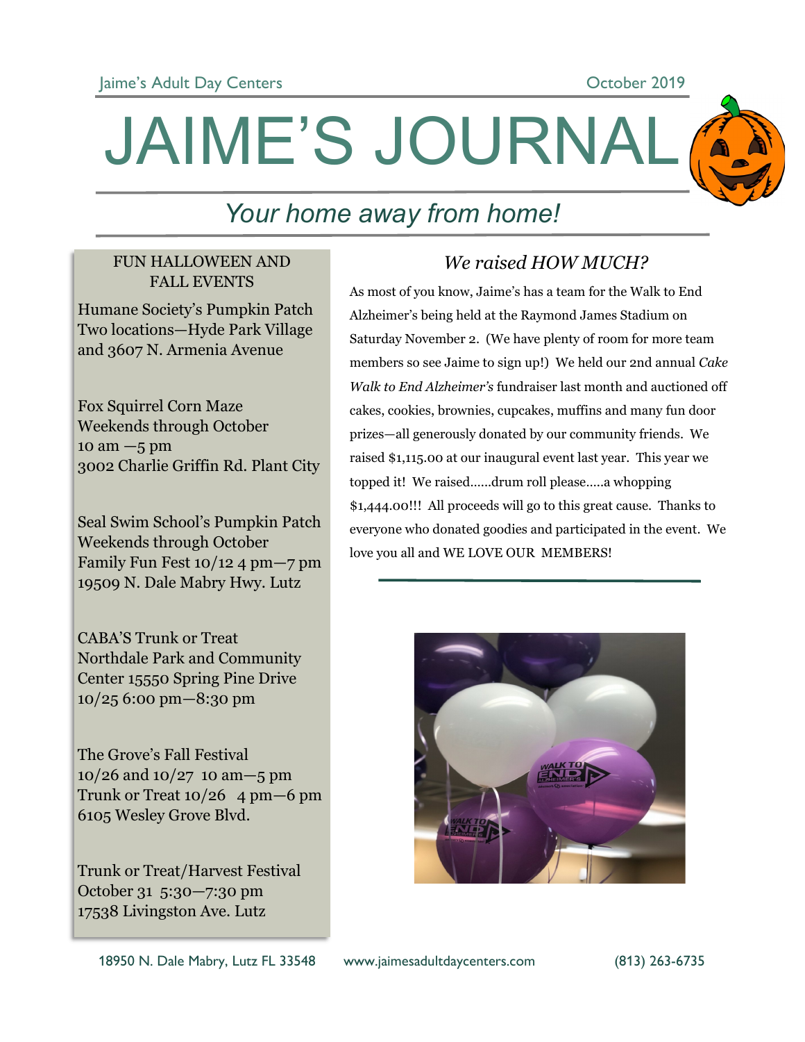Jaime's Adult Day Centers — October 2019

# JAIME'S JOURNAL

*Your home away from home!*

## FUN HALLOWEEN AND FALL EVENTS

Humane Society's Pumpkin Patch
Two locations—Hyde Park Village and 3607 N. Armenia Avenue

Fox Squirrel Corn Maze
Weekends through October
10 am —5 pm
3002 Charlie Griffin Rd. Plant City

Seal Swim School's Pumpkin Patch
Weekends through October
Family Fun Fest 10/12 4 pm—7 pm
19509 N. Dale Mabry Hwy. Lutz

CABA'S Trunk or Treat
Northdale Park and Community Center 15550 Spring Pine Drive
10/25 6:00 pm—8:30 pm

The Grove's Fall Festival
10/26 and 10/27 10 am—5 pm
Trunk or Treat 10/26 4 pm—6 pm
6105 Wesley Grove Blvd.

Trunk or Treat/Harvest Festival
October 31 5:30—7:30 pm
17538 Livingston Ave. Lutz

## *We raised HOW MUCH?*

As most of you know, Jaime's has a team for the Walk to End Alzheimer's being held at the Raymond James Stadium on Saturday November 2. (We have plenty of room for more team members so see Jaime to sign up!) We held our 2nd annual *Cake Walk to End Alzheimer's* fundraiser last month and auctioned off cakes, cookies, brownies, cupcakes, muffins and many fun door prizes—all generously donated by our community friends. We raised $1,115.00 at our inaugural event last year. This year we topped it! We raised……drum roll please…..a whopping $1,444.00!!! All proceeds will go to this great cause. Thanks to everyone who donated goodies and participated in the event. We love you all and WE LOVE OUR MEMBERS!

18950 N. Dale Mabry, Lutz FL 33548 — www.jaimesadultdaycenters.com — (813) 263-6735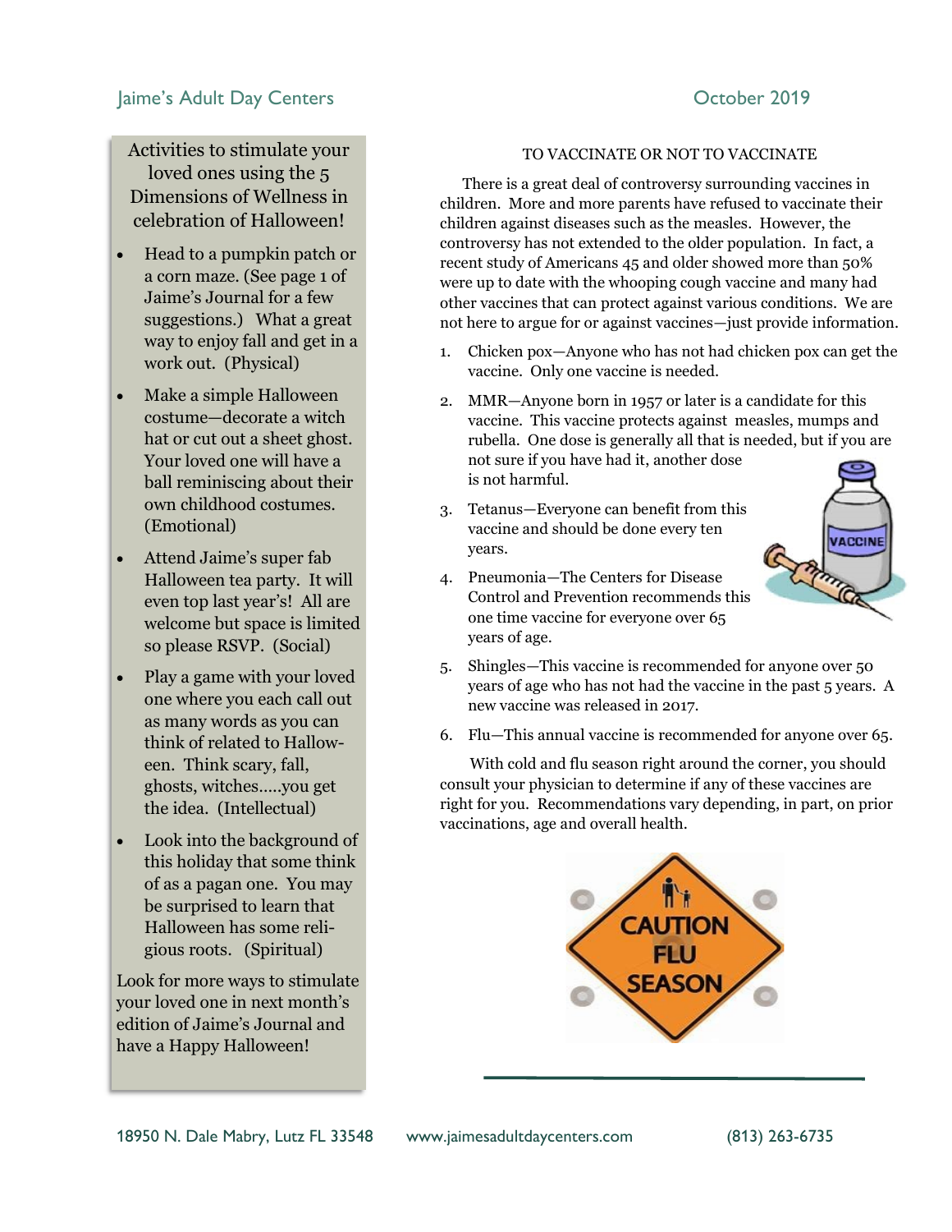Activities to stimulate your loved ones using the 5 Dimensions of Wellness in celebration of Halloween!

- Head to a pumpkin patch or a corn maze. (See page 1 of Jaime's Journal for a few suggestions.) What a great way to enjoy fall and get in a work out. (Physical)
- Make a simple Halloween costume—decorate a witch hat or cut out a sheet ghost. Your loved one will have a ball reminiscing about their own childhood costumes. (Emotional)
- Attend Jaime's super fab Halloween tea party. It will even top last year's! All are welcome but space is limited so please RSVP. (Social)
- Play a game with your loved one where you each call out as many words as you can think of related to Halloween. Think scary, fall, ghosts, witches.....you get the idea. (Intellectual)
- Look into the background of this holiday that some think of as a pagan one. You may be surprised to learn that Halloween has some religious roots. (Spiritual)

Look for more ways to stimulate your loved one in next month's edition of Jaime's Journal and have a Happy Halloween!

## TO VACCINATE OR NOT TO VACCINATE

There is a great deal of controversy surrounding vaccines in children. More and more parents have refused to vaccinate their children against diseases such as the measles. However, the controversy has not extended to the older population. In fact, a recent study of Americans 45 and older showed more than 50% were up to date with the whooping cough vaccine and many had other vaccines that can protect against various conditions. We are not here to argue for or against vaccines—just provide information.

1. Chicken pox—Anyone who has not had chicken pox can get the vaccine. Only one vaccine is needed.
2. MMR—Anyone born in 1957 or later is a candidate for this vaccine. This vaccine protects against measles, mumps and rubella. One dose is generally all that is needed, but if you are not sure if you have had it, another dose is not harmful.
3. Tetanus—Everyone can benefit from this vaccine and should be done every ten years.
4. Pneumonia—The Centers for Disease Control and Prevention recommends this one time vaccine for everyone over 65 years of age.
5. Shingles—This vaccine is recommended for anyone over 50 years of age who has not had the vaccine in the past 5 years. A new vaccine was released in 2017.
6. Flu—This annual vaccine is recommended for anyone over 65.

With cold and flu season right around the corner, you should consult your physician to determine if any of these vaccines are right for you. Recommendations vary depending, in part, on prior vaccinations, age and overall health.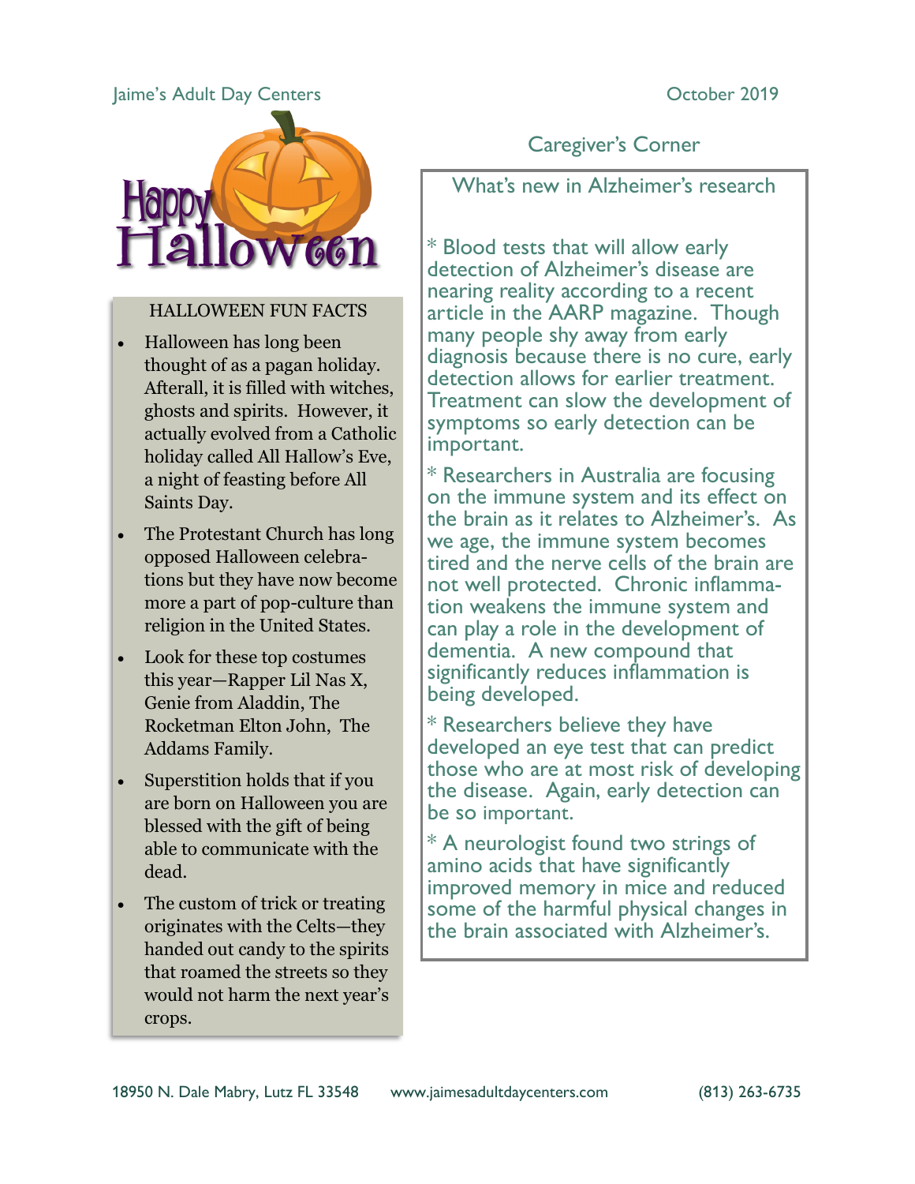Jaime's Adult Day Centers

October 2019

# Happy Halloween

## HALLOWEEN FUN FACTS

- Halloween has long been thought of as a pagan holiday. Afterall, it is filled with witches, ghosts and spirits. However, it actually evolved from a Catholic holiday called All Hallow's Eve, a night of feasting before All Saints Day.
- The Protestant Church has long opposed Halloween celebrations but they have now become more a part of pop-culture than religion in the United States.
- Look for these top costumes this year—Rapper Lil Nas X, Genie from Aladdin, The Rocketman Elton John, The Addams Family.
- Superstition holds that if you are born on Halloween you are blessed with the gift of being able to communicate with the dead.
- The custom of trick or treating originates with the Celts—they handed out candy to the spirits that roamed the streets so they would not harm the next year's crops.

## Caregiver's Corner

### What's new in Alzheimer's research

* Blood tests that will allow early detection of Alzheimer's disease are nearing reality according to a recent article in the AARP magazine. Though many people shy away from early diagnosis because there is no cure, early detection allows for earlier treatment. Treatment can slow the development of symptoms so early detection can be important.

* Researchers in Australia are focusing on the immune system and its effect on the brain as it relates to Alzheimer's. As we age, the immune system becomes tired and the nerve cells of the brain are not well protected. Chronic inflammation weakens the immune system and can play a role in the development of dementia. A new compound that significantly reduces inflammation is being developed.

* Researchers believe they have developed an eye test that can predict those who are at most risk of developing the disease. Again, early detection can be so important.

* A neurologist found two strings of amino acids that have significantly improved memory in mice and reduced some of the harmful physical changes in the brain associated with Alzheimer's.

18950 N. Dale Mabry, Lutz FL 33548 www.jaimesadultdaycenters.com (813) 263-6735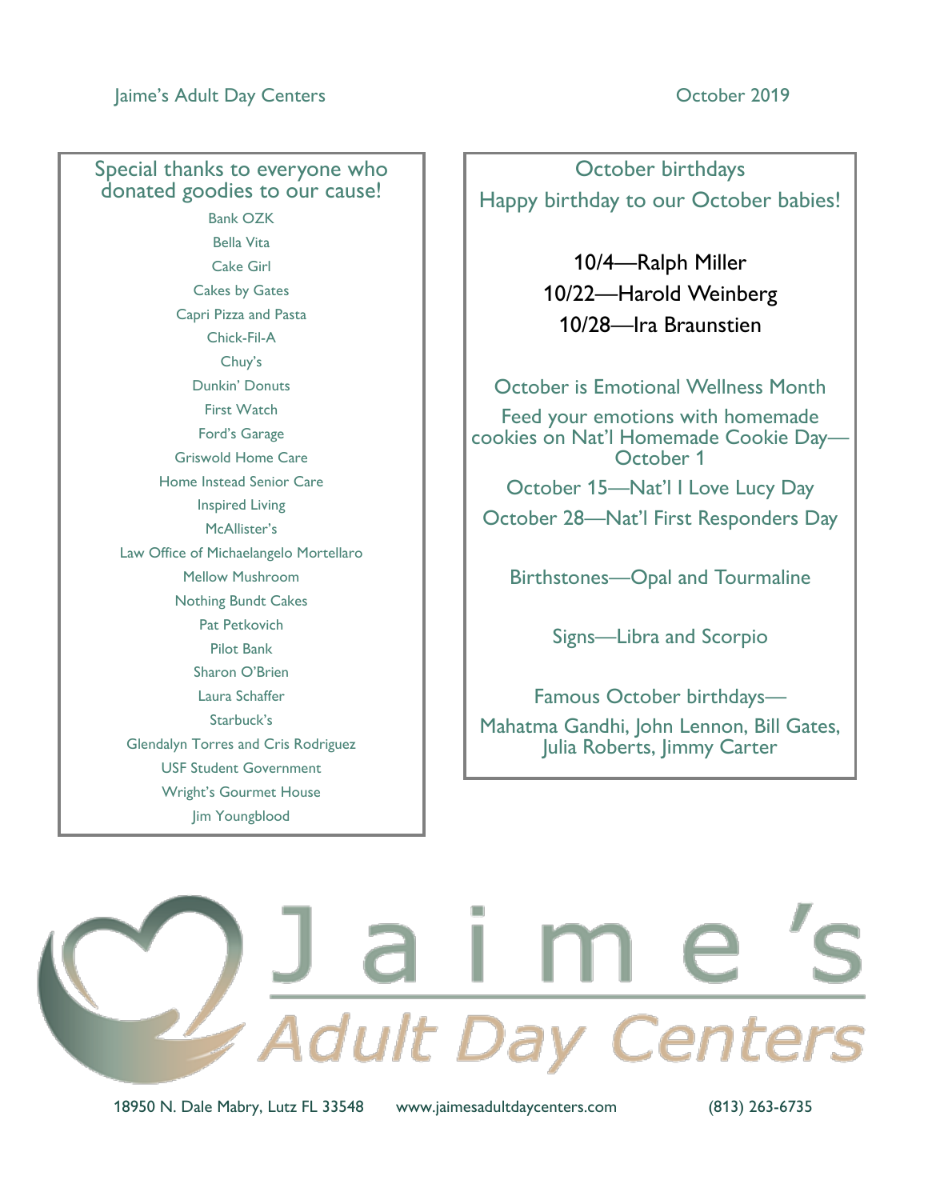## Special thanks to everyone who donated goodies to our cause!

Bank OZK
Bella Vita
Cake Girl
Cakes by Gates
Capri Pizza and Pasta
Chick-Fil-A
Chuy's
Dunkin' Donuts
First Watch
Ford's Garage
Griswold Home Care
Home Instead Senior Care
Inspired Living
McAllister's
Law Office of Michaelangelo Mortellaro
Mellow Mushroom
Nothing Bundt Cakes
Pat Petkovich
Pilot Bank
Sharon O'Brien
Laura Schaffer
Starbuck's
Glendalyn Torres and Cris Rodriguez
USF Student Government
Wright's Gourmet House
Jim Youngblood

## October birthdays

Happy birthday to our October babies!

10/4—Ralph Miller
10/22—Harold Weinberg
10/28—Ira Braunstien

### October is Emotional Wellness Month

Feed your emotions with homemade cookies on Nat'l Homemade Cookie Day—October 1

October 15—Nat'l I Love Lucy Day

October 28—Nat'l First Responders Day

Birthstones—Opal and Tourmaline

Signs—Libra and Scorpio

Famous October birthdays—
Mahatma Gandhi, John Lennon, Bill Gates, Julia Roberts, Jimmy Carter

# Jaime's Adult Day Centers

18950 N. Dale Mabry, Lutz FL 33548 www.jaimesadultdaycenters.com (813) 263-6735